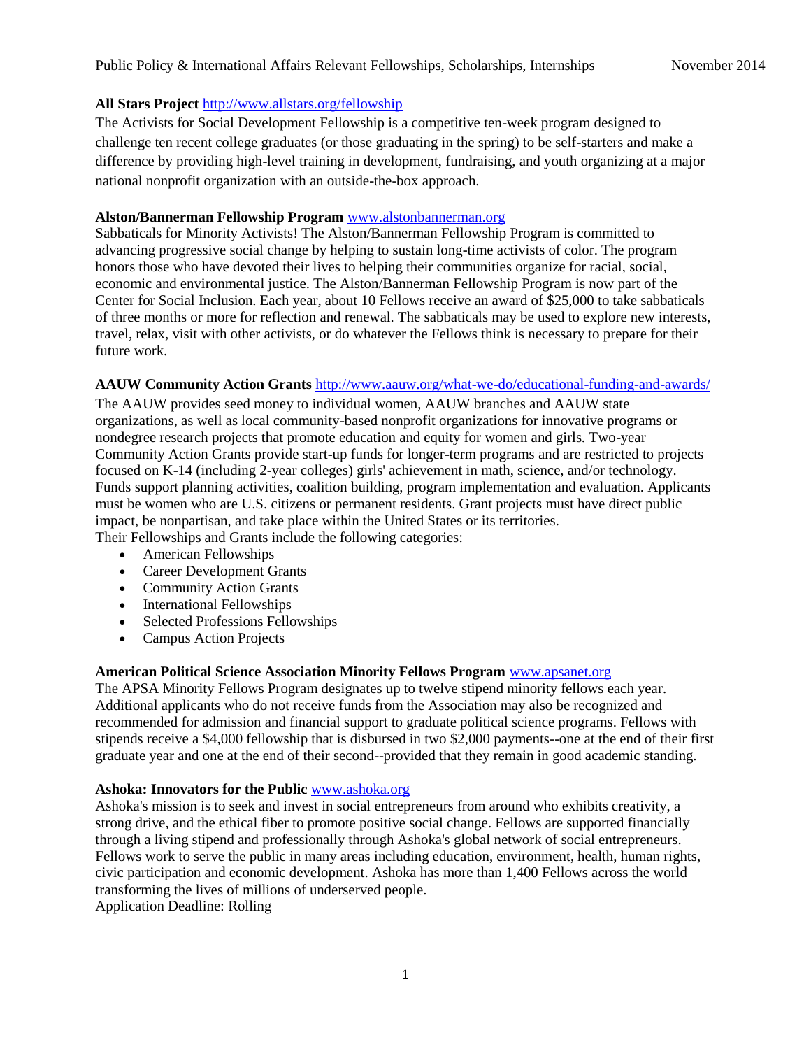**All Stars Project** http://www.allstars.org/fellowship

The Activists for Social Development Fellowship is a competitive ten-week program designed to challenge ten recent college graduates (or those graduating in the spring) to be self-starters and make a difference by providing high-level training in development, fundraising, and youth organizing at a major national nonprofit organization with an outside-the-box approach.

**Alston/Bannerman Fellowship Program** www.alstonbannerman.org

Sabbaticals for Minority Activists! The Alston/Bannerman Fellowship Program is committed to advancing progressive social change by helping to sustain long-time activists of color. The program honors those who have devoted their lives to helping their communities organize for racial, social, economic and environmental justice. The Alston/Bannerman Fellowship Program is now part of the Center for Social Inclusion. Each year, about 10 Fellows receive an award of $25,000 to take sabbaticals of three months or more for reflection and renewal. The sabbaticals may be used to explore new interests, travel, relax, visit with other activists, or do whatever the Fellows think is necessary to prepare for their future work.

**AAUW Community Action Grants** http://www.aauw.org/what-we-do/educational-funding-and-awards/

The AAUW provides seed money to individual women, AAUW branches and AAUW state organizations, as well as local community-based nonprofit organizations for innovative programs or nondegree research projects that promote education and equity for women and girls. Two-year Community Action Grants provide start-up funds for longer-term programs and are restricted to projects focused on K-14 (including 2-year colleges) girls' achievement in math, science, and/or technology. Funds support planning activities, coalition building, program implementation and evaluation. Applicants must be women who are U.S. citizens or permanent residents. Grant projects must have direct public impact, be nonpartisan, and take place within the United States or its territories.
Their Fellowships and Grants include the following categories:

- American Fellowships
- Career Development Grants
- Community Action Grants
- International Fellowships
- Selected Professions Fellowships
- Campus Action Projects

**American Political Science Association Minority Fellows Program** www.apsanet.org

The APSA Minority Fellows Program designates up to twelve stipend minority fellows each year. Additional applicants who do not receive funds from the Association may also be recognized and recommended for admission and financial support to graduate political science programs. Fellows with stipends receive a $4,000 fellowship that is disbursed in two $2,000 payments--one at the end of their first graduate year and one at the end of their second--provided that they remain in good academic standing.

**Ashoka: Innovators for the Public** www.ashoka.org

Ashoka's mission is to seek and invest in social entrepreneurs from around who exhibits creativity, a strong drive, and the ethical fiber to promote positive social change. Fellows are supported financially through a living stipend and professionally through Ashoka's global network of social entrepreneurs. Fellows work to serve the public in many areas including education, environment, health, human rights, civic participation and economic development. Ashoka has more than 1,400 Fellows across the world transforming the lives of millions of underserved people.
Application Deadline: Rolling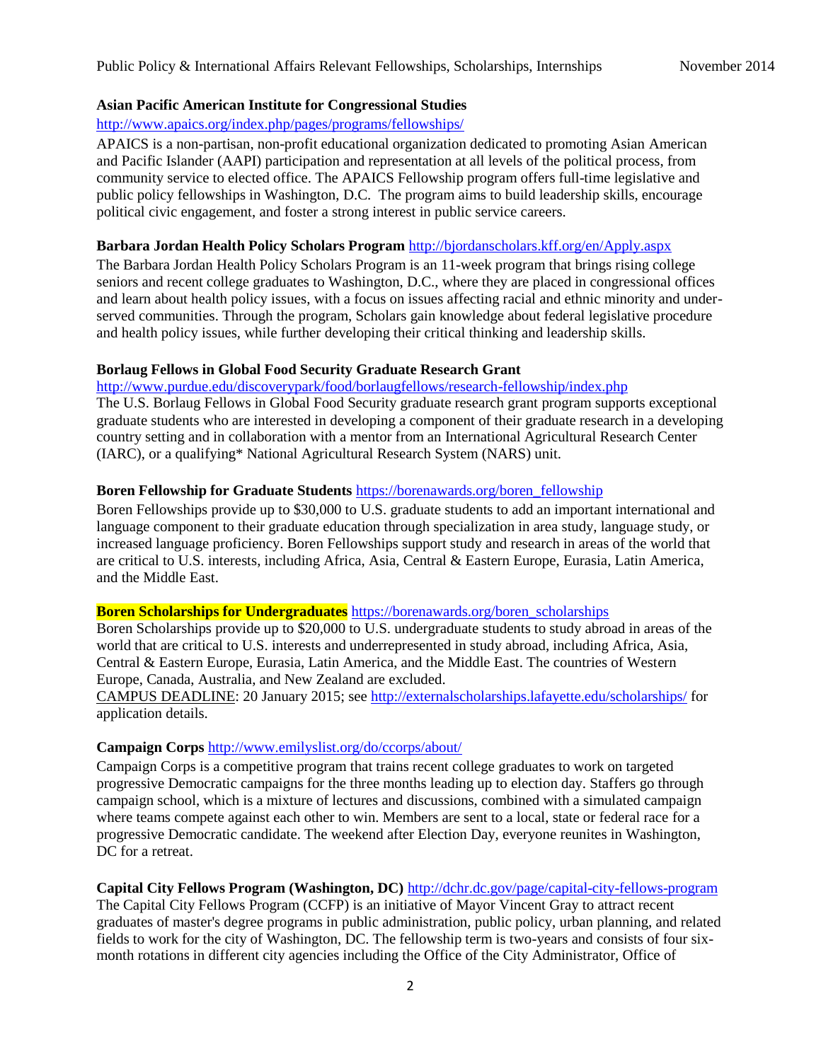**Asian Pacific American Institute for Congressional Studies**
http://www.apaics.org/index.php/pages/programs/fellowships/

APAICS is a non-partisan, non-profit educational organization dedicated to promoting Asian American and Pacific Islander (AAPI) participation and representation at all levels of the political process, from community service to elected office. The APAICS Fellowship program offers full-time legislative and public policy fellowships in Washington, D.C. The program aims to build leadership skills, encourage political civic engagement, and foster a strong interest in public service careers.

**Barbara Jordan Health Policy Scholars Program** http://bjordanscholars.kff.org/en/Apply.aspx

The Barbara Jordan Health Policy Scholars Program is an 11-week program that brings rising college seniors and recent college graduates to Washington, D.C., where they are placed in congressional offices and learn about health policy issues, with a focus on issues affecting racial and ethnic minority and under-served communities. Through the program, Scholars gain knowledge about federal legislative procedure and health policy issues, while further developing their critical thinking and leadership skills.

**Borlaug Fellows in Global Food Security Graduate Research Grant**
http://www.purdue.edu/discoverypark/food/borlaugfellows/research-fellowship/index.php

The U.S. Borlaug Fellows in Global Food Security graduate research grant program supports exceptional graduate students who are interested in developing a component of their graduate research in a developing country setting and in collaboration with a mentor from an International Agricultural Research Center (IARC), or a qualifying* National Agricultural Research System (NARS) unit.

**Boren Fellowship for Graduate Students** https://borenawards.org/boren_fellowship

Boren Fellowships provide up to $30,000 to U.S. graduate students to add an important international and language component to their graduate education through specialization in area study, language study, or increased language proficiency. Boren Fellowships support study and research in areas of the world that are critical to U.S. interests, including Africa, Asia, Central & Eastern Europe, Eurasia, Latin America, and the Middle East.

**Boren Scholarships for Undergraduates** https://borenawards.org/boren_scholarships

Boren Scholarships provide up to $20,000 to U.S. undergraduate students to study abroad in areas of the world that are critical to U.S. interests and underrepresented in study abroad, including Africa, Asia, Central & Eastern Europe, Eurasia, Latin America, and the Middle East. The countries of Western Europe, Canada, Australia, and New Zealand are excluded.
CAMPUS DEADLINE: 20 January 2015; see http://externalscholarships.lafayette.edu/scholarships/ for application details.

**Campaign Corps** http://www.emilyslist.org/do/ccorps/about/

Campaign Corps is a competitive program that trains recent college graduates to work on targeted progressive Democratic campaigns for the three months leading up to election day. Staffers go through campaign school, which is a mixture of lectures and discussions, combined with a simulated campaign where teams compete against each other to win. Members are sent to a local, state or federal race for a progressive Democratic candidate. The weekend after Election Day, everyone reunites in Washington, DC for a retreat.

**Capital City Fellows Program (Washington, DC)** http://dchr.dc.gov/page/capital-city-fellows-program

The Capital City Fellows Program (CCFP) is an initiative of Mayor Vincent Gray to attract recent graduates of master's degree programs in public administration, public policy, urban planning, and related fields to work for the city of Washington, DC. The fellowship term is two-years and consists of four six-month rotations in different city agencies including the Office of the City Administrator, Office of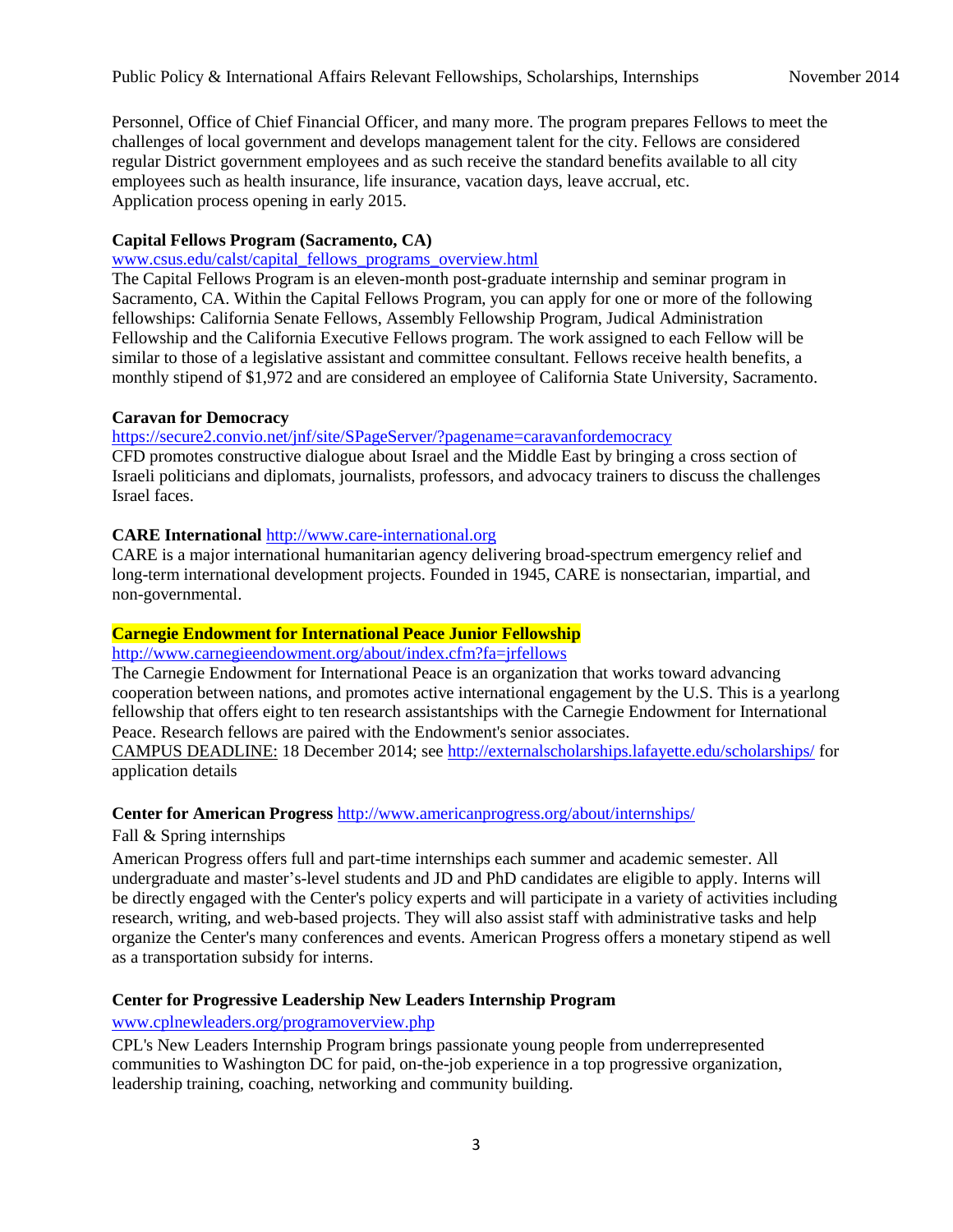Personnel, Office of Chief Financial Officer, and many more. The program prepares Fellows to meet the challenges of local government and develops management talent for the city. Fellows are considered regular District government employees and as such receive the standard benefits available to all city employees such as health insurance, life insurance, vacation days, leave accrual, etc.
Application process opening in early 2015.

**Capital Fellows Program (Sacramento, CA)**
[www.csus.edu/calst/capital_fellows_programs_overview.html](www.csus.edu/calst/capital_fellows_programs_overview.html)
The Capital Fellows Program is an eleven-month post-graduate internship and seminar program in Sacramento, CA. Within the Capital Fellows Program, you can apply for one or more of the following fellowships: California Senate Fellows, Assembly Fellowship Program, Judical Administration Fellowship and the California Executive Fellows program. The work assigned to each Fellow will be similar to those of a legislative assistant and committee consultant. Fellows receive health benefits, a monthly stipend of $1,972 and are considered an employee of California State University, Sacramento.

**Caravan for Democracy**
[https://secure2.convio.net/jnf/site/SPageServer/?pagename=caravanfordemocracy](https://secure2.convio.net/jnf/site/SPageServer/?pagename=caravanfordemocracy)
CFD promotes constructive dialogue about Israel and the Middle East by bringing a cross section of Israeli politicians and diplomats, journalists, professors, and advocacy trainers to discuss the challenges Israel faces.

**CARE International** [http://www.care-international.org](http://www.care-international.org)
CARE is a major international humanitarian agency delivering broad-spectrum emergency relief and long-term international development projects. Founded in 1945, CARE is nonsectarian, impartial, and non-governmental.

**Carnegie Endowment for International Peace Junior Fellowship**
[http://www.carnegieendowment.org/about/index.cfm?fa=jrfellows](http://www.carnegieendowment.org/about/index.cfm?fa=jrfellows)
The Carnegie Endowment for International Peace is an organization that works toward advancing cooperation between nations, and promotes active international engagement by the U.S. This is a yearlong fellowship that offers eight to ten research assistantships with the Carnegie Endowment for International Peace. Research fellows are paired with the Endowment's senior associates.
CAMPUS DEADLINE: 18 December 2014; see [http://externalscholarships.lafayette.edu/scholarships/](http://externalscholarships.lafayette.edu/scholarships/) for application details

**Center for American Progress** [http://www.americanprogress.org/about/internships/](http://www.americanprogress.org/about/internships/)
Fall & Spring internships
American Progress offers full and part-time internships each summer and academic semester. All undergraduate and master's-level students and JD and PhD candidates are eligible to apply. Interns will be directly engaged with the Center's policy experts and will participate in a variety of activities including research, writing, and web-based projects. They will also assist staff with administrative tasks and help organize the Center's many conferences and events. American Progress offers a monetary stipend as well as a transportation subsidy for interns.

**Center for Progressive Leadership New Leaders Internship Program**
[www.cplnewleaders.org/programoverview.php](www.cplnewleaders.org/programoverview.php)
CPL's New Leaders Internship Program brings passionate young people from underrepresented communities to Washington DC for paid, on-the-job experience in a top progressive organization, leadership training, coaching, networking and community building.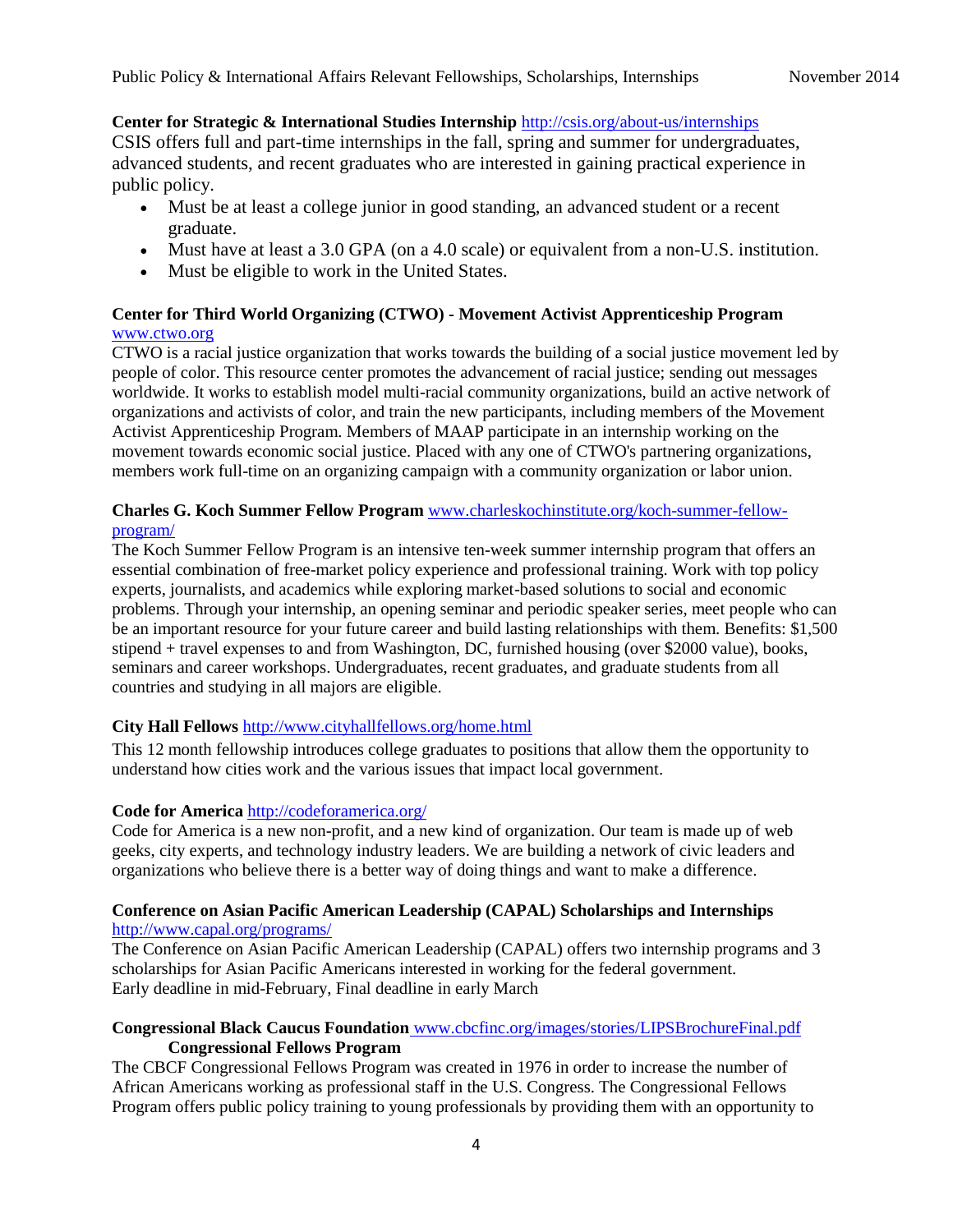**Center for Strategic & International Studies Internship** http://csis.org/about-us/internships

CSIS offers full and part-time internships in the fall, spring and summer for undergraduates, advanced students, and recent graduates who are interested in gaining practical experience in public policy.

- Must be at least a college junior in good standing, an advanced student or a recent graduate.
- Must have at least a 3.0 GPA (on a 4.0 scale) or equivalent from a non-U.S. institution.
- Must be eligible to work in the United States.

**Center for Third World Organizing (CTWO) - Movement Activist Apprenticeship Program** www.ctwo.org

CTWO is a racial justice organization that works towards the building of a social justice movement led by people of color. This resource center promotes the advancement of racial justice; sending out messages worldwide. It works to establish model multi-racial community organizations, build an active network of organizations and activists of color, and train the new participants, including members of the Movement Activist Apprenticeship Program. Members of MAAP participate in an internship working on the movement towards economic social justice. Placed with any one of CTWO's partnering organizations, members work full-time on an organizing campaign with a community organization or labor union.

**Charles G. Koch Summer Fellow Program** www.charleskochinstitute.org/koch-summer-fellow-program/

The Koch Summer Fellow Program is an intensive ten-week summer internship program that offers an essential combination of free-market policy experience and professional training. Work with top policy experts, journalists, and academics while exploring market-based solutions to social and economic problems. Through your internship, an opening seminar and periodic speaker series, meet people who can be an important resource for your future career and build lasting relationships with them. Benefits: $1,500 stipend + travel expenses to and from Washington, DC, furnished housing (over $2000 value), books, seminars and career workshops. Undergraduates, recent graduates, and graduate students from all countries and studying in all majors are eligible.

**City Hall Fellows** http://www.cityhallfellows.org/home.html

This 12 month fellowship introduces college graduates to positions that allow them the opportunity to understand how cities work and the various issues that impact local government.

**Code for America** http://codeforamerica.org/

Code for America is a new non-profit, and a new kind of organization. Our team is made up of web geeks, city experts, and technology industry leaders. We are building a network of civic leaders and organizations who believe there is a better way of doing things and want to make a difference.

**Conference on Asian Pacific American Leadership (CAPAL) Scholarships and Internships** http://www.capal.org/programs/

The Conference on Asian Pacific American Leadership (CAPAL) offers two internship programs and 3 scholarships for Asian Pacific Americans interested in working for the federal government.
Early deadline in mid-February, Final deadline in early March

**Congressional Black Caucus Foundation** www.cbcfinc.org/images/stories/LIPSBrochureFinal.pdf

**Congressional Fellows Program**

The CBCF Congressional Fellows Program was created in 1976 in order to increase the number of African Americans working as professional staff in the U.S. Congress. The Congressional Fellows Program offers public policy training to young professionals by providing them with an opportunity to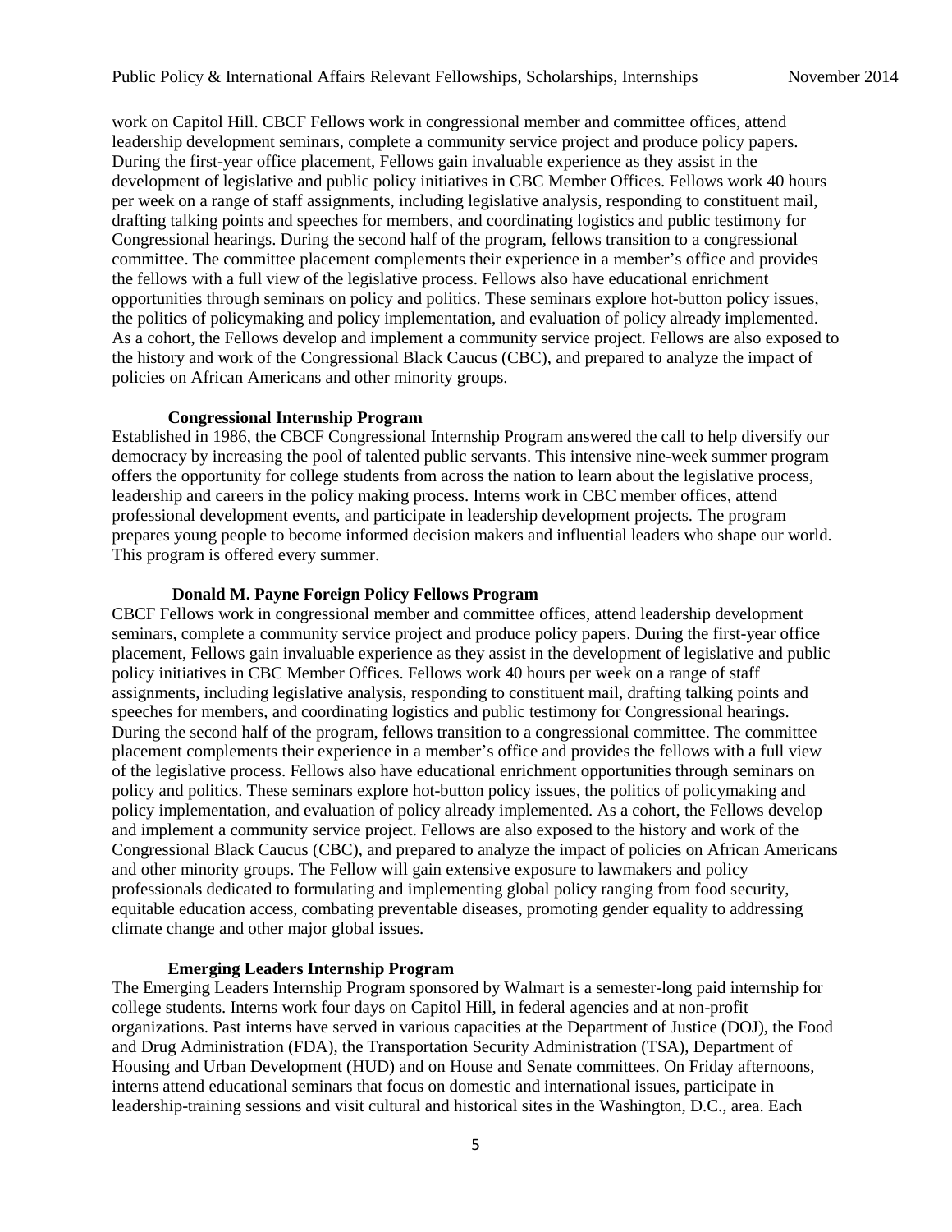work on Capitol Hill. CBCF Fellows work in congressional member and committee offices, attend leadership development seminars, complete a community service project and produce policy papers. During the first-year office placement, Fellows gain invaluable experience as they assist in the development of legislative and public policy initiatives in CBC Member Offices. Fellows work 40 hours per week on a range of staff assignments, including legislative analysis, responding to constituent mail, drafting talking points and speeches for members, and coordinating logistics and public testimony for Congressional hearings. During the second half of the program, fellows transition to a congressional committee. The committee placement complements their experience in a member's office and provides the fellows with a full view of the legislative process. Fellows also have educational enrichment opportunities through seminars on policy and politics. These seminars explore hot-button policy issues, the politics of policymaking and policy implementation, and evaluation of policy already implemented. As a cohort, the Fellows develop and implement a community service project. Fellows are also exposed to the history and work of the Congressional Black Caucus (CBC), and prepared to analyze the impact of policies on African Americans and other minority groups.

**Congressional Internship Program**

Established in 1986, the CBCF Congressional Internship Program answered the call to help diversify our democracy by increasing the pool of talented public servants. This intensive nine-week summer program offers the opportunity for college students from across the nation to learn about the legislative process, leadership and careers in the policy making process. Interns work in CBC member offices, attend professional development events, and participate in leadership development projects. The program prepares young people to become informed decision makers and influential leaders who shape our world. This program is offered every summer.

**Donald M. Payne Foreign Policy Fellows Program**

CBCF Fellows work in congressional member and committee offices, attend leadership development seminars, complete a community service project and produce policy papers. During the first-year office placement, Fellows gain invaluable experience as they assist in the development of legislative and public policy initiatives in CBC Member Offices. Fellows work 40 hours per week on a range of staff assignments, including legislative analysis, responding to constituent mail, drafting talking points and speeches for members, and coordinating logistics and public testimony for Congressional hearings. During the second half of the program, fellows transition to a congressional committee. The committee placement complements their experience in a member's office and provides the fellows with a full view of the legislative process. Fellows also have educational enrichment opportunities through seminars on policy and politics. These seminars explore hot-button policy issues, the politics of policymaking and policy implementation, and evaluation of policy already implemented. As a cohort, the Fellows develop and implement a community service project. Fellows are also exposed to the history and work of the Congressional Black Caucus (CBC), and prepared to analyze the impact of policies on African Americans and other minority groups. The Fellow will gain extensive exposure to lawmakers and policy professionals dedicated to formulating and implementing global policy ranging from food security, equitable education access, combating preventable diseases, promoting gender equality to addressing climate change and other major global issues.

**Emerging Leaders Internship Program**

The Emerging Leaders Internship Program sponsored by Walmart is a semester-long paid internship for college students. Interns work four days on Capitol Hill, in federal agencies and at non-profit organizations. Past interns have served in various capacities at the Department of Justice (DOJ), the Food and Drug Administration (FDA), the Transportation Security Administration (TSA), Department of Housing and Urban Development (HUD) and on House and Senate committees. On Friday afternoons, interns attend educational seminars that focus on domestic and international issues, participate in leadership-training sessions and visit cultural and historical sites in the Washington, D.C., area. Each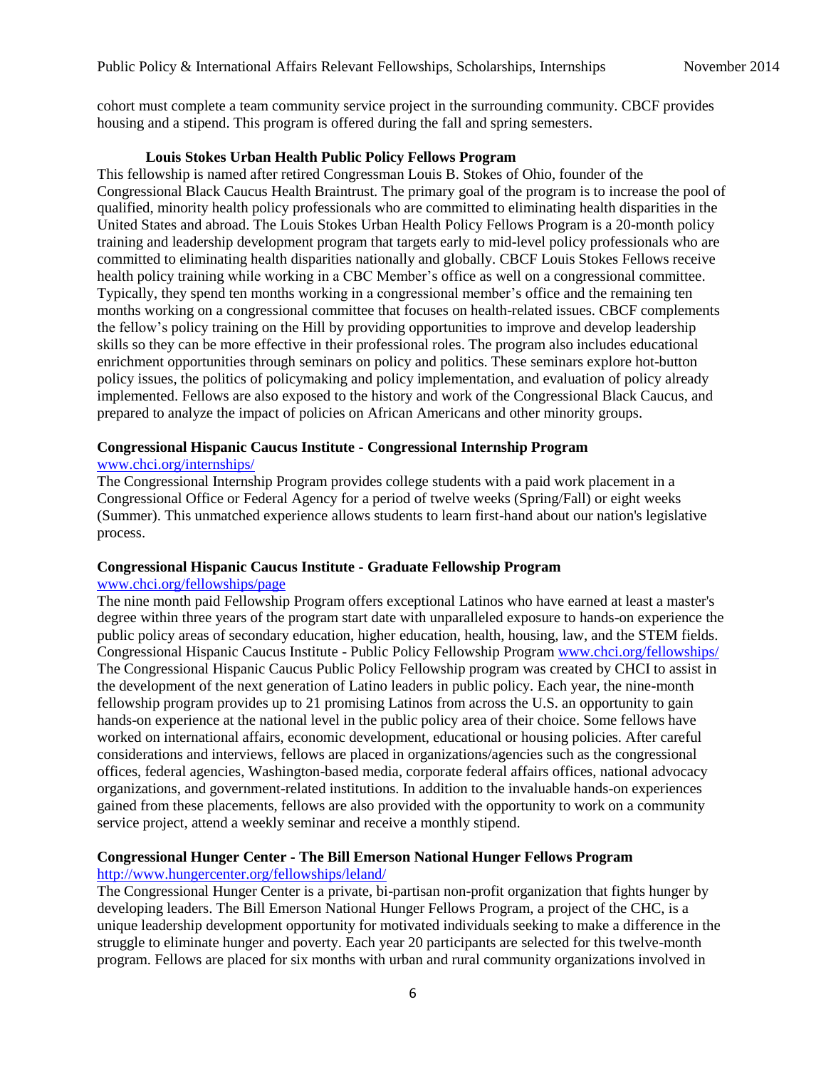cohort must complete a team community service project in the surrounding community. CBCF provides housing and a stipend. This program is offered during the fall and spring semesters.

**Louis Stokes Urban Health Public Policy Fellows Program**

This fellowship is named after retired Congressman Louis B. Stokes of Ohio, founder of the Congressional Black Caucus Health Braintrust. The primary goal of the program is to increase the pool of qualified, minority health policy professionals who are committed to eliminating health disparities in the United States and abroad. The Louis Stokes Urban Health Policy Fellows Program is a 20-month policy training and leadership development program that targets early to mid-level policy professionals who are committed to eliminating health disparities nationally and globally. CBCF Louis Stokes Fellows receive health policy training while working in a CBC Member's office as well on a congressional committee. Typically, they spend ten months working in a congressional member's office and the remaining ten months working on a congressional committee that focuses on health-related issues. CBCF complements the fellow's policy training on the Hill by providing opportunities to improve and develop leadership skills so they can be more effective in their professional roles. The program also includes educational enrichment opportunities through seminars on policy and politics. These seminars explore hot-button policy issues, the politics of policymaking and policy implementation, and evaluation of policy already implemented. Fellows are also exposed to the history and work of the Congressional Black Caucus, and prepared to analyze the impact of policies on African Americans and other minority groups.

**Congressional Hispanic Caucus Institute - Congressional Internship Program**
www.chci.org/internships/

The Congressional Internship Program provides college students with a paid work placement in a Congressional Office or Federal Agency for a period of twelve weeks (Spring/Fall) or eight weeks (Summer). This unmatched experience allows students to learn first-hand about our nation's legislative process.

**Congressional Hispanic Caucus Institute - Graduate Fellowship Program**
www.chci.org/fellowships/page

The nine month paid Fellowship Program offers exceptional Latinos who have earned at least a master's degree within three years of the program start date with unparalleled exposure to hands-on experience the public policy areas of secondary education, higher education, health, housing, law, and the STEM fields.
Congressional Hispanic Caucus Institute - Public Policy Fellowship Program www.chci.org/fellowships/
The Congressional Hispanic Caucus Public Policy Fellowship program was created by CHCI to assist in the development of the next generation of Latino leaders in public policy. Each year, the nine-month fellowship program provides up to 21 promising Latinos from across the U.S. an opportunity to gain hands-on experience at the national level in the public policy area of their choice. Some fellows have worked on international affairs, economic development, educational or housing policies. After careful considerations and interviews, fellows are placed in organizations/agencies such as the congressional offices, federal agencies, Washington-based media, corporate federal affairs offices, national advocacy organizations, and government-related institutions. In addition to the invaluable hands-on experiences gained from these placements, fellows are also provided with the opportunity to work on a community service project, attend a weekly seminar and receive a monthly stipend.

**Congressional Hunger Center - The Bill Emerson National Hunger Fellows Program**
http://www.hungercenter.org/fellowships/leland/

The Congressional Hunger Center is a private, bi-partisan non-profit organization that fights hunger by developing leaders. The Bill Emerson National Hunger Fellows Program, a project of the CHC, is a unique leadership development opportunity for motivated individuals seeking to make a difference in the struggle to eliminate hunger and poverty. Each year 20 participants are selected for this twelve-month program. Fellows are placed for six months with urban and rural community organizations involved in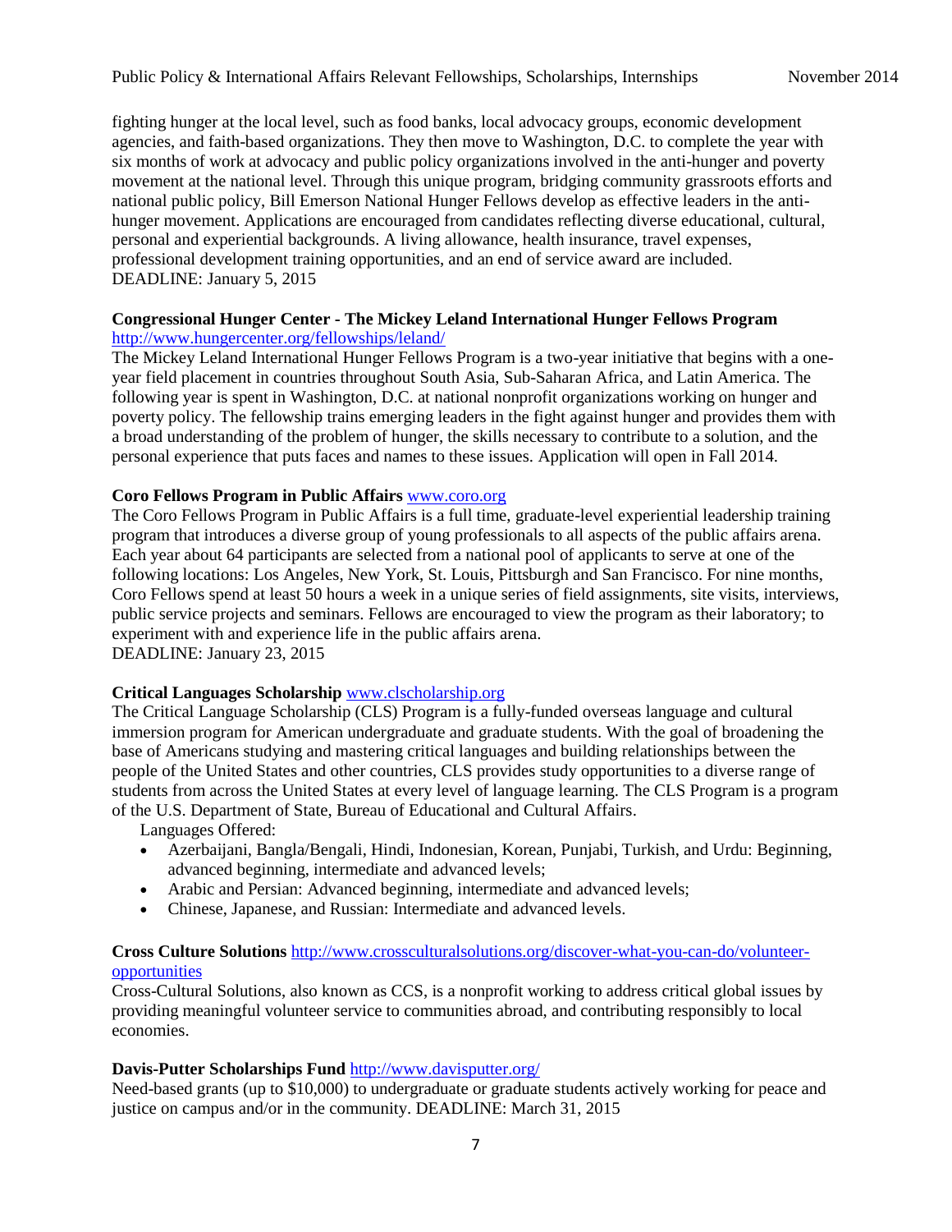fighting hunger at the local level, such as food banks, local advocacy groups, economic development agencies, and faith-based organizations. They then move to Washington, D.C. to complete the year with six months of work at advocacy and public policy organizations involved in the anti-hunger and poverty movement at the national level. Through this unique program, bridging community grassroots efforts and national public policy, Bill Emerson National Hunger Fellows develop as effective leaders in the anti-hunger movement. Applications are encouraged from candidates reflecting diverse educational, cultural, personal and experiential backgrounds. A living allowance, health insurance, travel expenses, professional development training opportunities, and an end of service award are included.
DEADLINE: January 5, 2015

**Congressional Hunger Center - The Mickey Leland International Hunger Fellows Program**
[http://www.hungercenter.org/fellowships/leland/](http://www.hungercenter.org/fellowships/leland/)
The Mickey Leland International Hunger Fellows Program is a two-year initiative that begins with a one-year field placement in countries throughout South Asia, Sub-Saharan Africa, and Latin America. The following year is spent in Washington, D.C. at national nonprofit organizations working on hunger and poverty policy. The fellowship trains emerging leaders in the fight against hunger and provides them with a broad understanding of the problem of hunger, the skills necessary to contribute to a solution, and the personal experience that puts faces and names to these issues. Application will open in Fall 2014.

**Coro Fellows Program in Public Affairs** [www.coro.org](http://www.coro.org)
The Coro Fellows Program in Public Affairs is a full time, graduate-level experiential leadership training program that introduces a diverse group of young professionals to all aspects of the public affairs arena. Each year about 64 participants are selected from a national pool of applicants to serve at one of the following locations: Los Angeles, New York, St. Louis, Pittsburgh and San Francisco. For nine months, Coro Fellows spend at least 50 hours a week in a unique series of field assignments, site visits, interviews, public service projects and seminars. Fellows are encouraged to view the program as their laboratory; to experiment with and experience life in the public affairs arena.
DEADLINE: January 23, 2015

**Critical Languages Scholarship** [www.clscholarship.org](http://www.clscholarship.org)
The Critical Language Scholarship (CLS) Program is a fully-funded overseas language and cultural immersion program for American undergraduate and graduate students. With the goal of broadening the base of Americans studying and mastering critical languages and building relationships between the people of the United States and other countries, CLS provides study opportunities to a diverse range of students from across the United States at every level of language learning. The CLS Program is a program of the U.S. Department of State, Bureau of Educational and Cultural Affairs.

Languages Offered:

- Azerbaijani, Bangla/Bengali, Hindi, Indonesian, Korean, Punjabi, Turkish, and Urdu: Beginning, advanced beginning, intermediate and advanced levels;
- Arabic and Persian: Advanced beginning, intermediate and advanced levels;
- Chinese, Japanese, and Russian: Intermediate and advanced levels.

**Cross Culture Solutions** [http://www.crossculturalsolutions.org/discover-what-you-can-do/volunteer-opportunities](http://www.crossculturalsolutions.org/discover-what-you-can-do/volunteer-opportunities)
Cross-Cultural Solutions, also known as CCS, is a nonprofit working to address critical global issues by providing meaningful volunteer service to communities abroad, and contributing responsibly to local economies.

**Davis-Putter Scholarships Fund** [http://www.davisputter.org/](http://www.davisputter.org/)
Need-based grants (up to $10,000) to undergraduate or graduate students actively working for peace and justice on campus and/or in the community. DEADLINE: March 31, 2015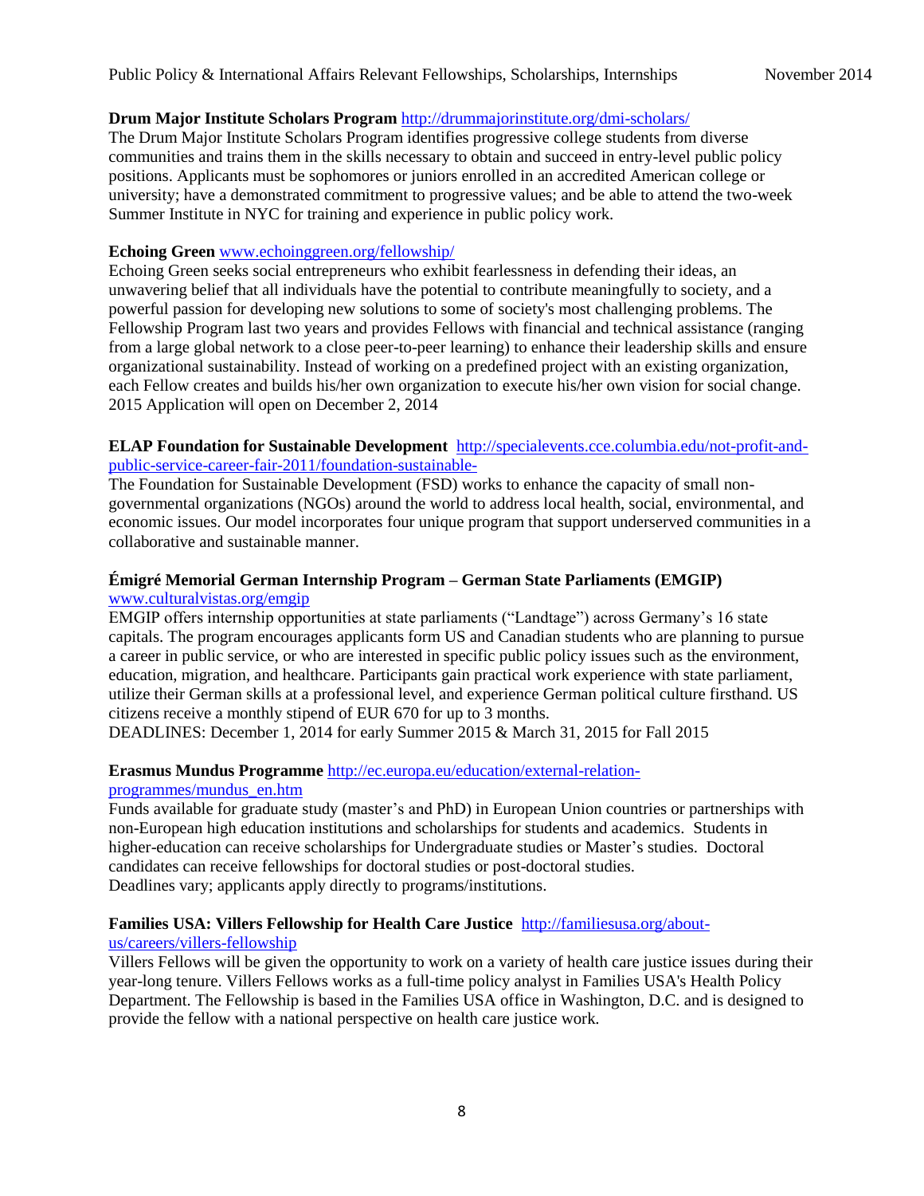**Drum Major Institute Scholars Program** http://drummajorinstitute.org/dmi-scholars/

The Drum Major Institute Scholars Program identifies progressive college students from diverse communities and trains them in the skills necessary to obtain and succeed in entry-level public policy positions. Applicants must be sophomores or juniors enrolled in an accredited American college or university; have a demonstrated commitment to progressive values; and be able to attend the two-week Summer Institute in NYC for training and experience in public policy work.

**Echoing Green** www.echoinggreen.org/fellowship/

Echoing Green seeks social entrepreneurs who exhibit fearlessness in defending their ideas, an unwavering belief that all individuals have the potential to contribute meaningfully to society, and a powerful passion for developing new solutions to some of society's most challenging problems. The Fellowship Program last two years and provides Fellows with financial and technical assistance (ranging from a large global network to a close peer-to-peer learning) to enhance their leadership skills and ensure organizational sustainability. Instead of working on a predefined project with an existing organization, each Fellow creates and builds his/her own organization to execute his/her own vision for social change. 2015 Application will open on December 2, 2014

**ELAP Foundation for Sustainable Development** http://specialevents.cce.columbia.edu/not-profit-and-public-service-career-fair-2011/foundation-sustainable-

The Foundation for Sustainable Development (FSD) works to enhance the capacity of small non-governmental organizations (NGOs) around the world to address local health, social, environmental, and economic issues. Our model incorporates four unique program that support underserved communities in a collaborative and sustainable manner.

**Émigré Memorial German Internship Program – German State Parliaments (EMGIP)** www.culturalvistas.org/emgip

EMGIP offers internship opportunities at state parliaments ("Landtage") across Germany's 16 state capitals. The program encourages applicants form US and Canadian students who are planning to pursue a career in public service, or who are interested in specific public policy issues such as the environment, education, migration, and healthcare. Participants gain practical work experience with state parliament, utilize their German skills at a professional level, and experience German political culture firsthand. US citizens receive a monthly stipend of EUR 670 for up to 3 months.

DEADLINES: December 1, 2014 for early Summer 2015 & March 31, 2015 for Fall 2015

**Erasmus Mundus Programme** http://ec.europa.eu/education/external-relation-programmes/mundus_en.htm

Funds available for graduate study (master's and PhD) in European Union countries or partnerships with non-European high education institutions and scholarships for students and academics. Students in higher-education can receive scholarships for Undergraduate studies or Master's studies. Doctoral candidates can receive fellowships for doctoral studies or post-doctoral studies.

Deadlines vary; applicants apply directly to programs/institutions.

**Families USA: Villers Fellowship for Health Care Justice** http://familiesusa.org/about-us/careers/villers-fellowship

Villers Fellows will be given the opportunity to work on a variety of health care justice issues during their year-long tenure. Villers Fellows works as a full-time policy analyst in Families USA's Health Policy Department. The Fellowship is based in the Families USA office in Washington, D.C. and is designed to provide the fellow with a national perspective on health care justice work.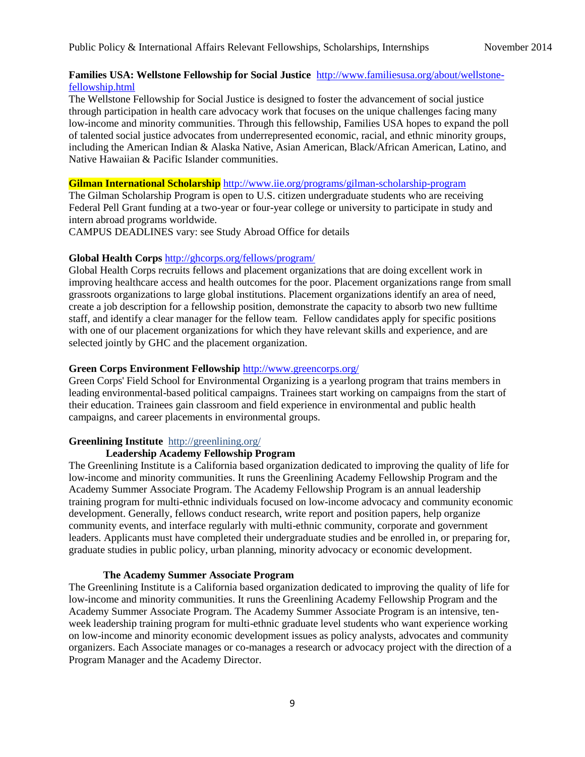**Families USA: Wellstone Fellowship for Social Justice** http://www.familiesusa.org/about/wellstone-fellowship.html

The Wellstone Fellowship for Social Justice is designed to foster the advancement of social justice through participation in health care advocacy work that focuses on the unique challenges facing many low-income and minority communities. Through this fellowship, Families USA hopes to expand the poll of talented social justice advocates from underrepresented economic, racial, and ethnic minority groups, including the American Indian & Alaska Native, Asian American, Black/African American, Latino, and Native Hawaiian & Pacific Islander communities.

**Gilman International Scholarship** http://www.iie.org/programs/gilman-scholarship-program

The Gilman Scholarship Program is open to U.S. citizen undergraduate students who are receiving Federal Pell Grant funding at a two-year or four-year college or university to participate in study and intern abroad programs worldwide.

CAMPUS DEADLINES vary: see Study Abroad Office for details

**Global Health Corps** http://ghcorps.org/fellows/program/

Global Health Corps recruits fellows and placement organizations that are doing excellent work in improving healthcare access and health outcomes for the poor. Placement organizations range from small grassroots organizations to large global institutions. Placement organizations identify an area of need, create a job description for a fellowship position, demonstrate the capacity to absorb two new fulltime staff, and identify a clear manager for the fellow team. Fellow candidates apply for specific positions with one of our placement organizations for which they have relevant skills and experience, and are selected jointly by GHC and the placement organization.

**Green Corps Environment Fellowship** http://www.greencorps.org/

Green Corps' Field School for Environmental Organizing is a yearlong program that trains members in leading environmental-based political campaigns. Trainees start working on campaigns from the start of their education. Trainees gain classroom and field experience in environmental and public health campaigns, and career placements in environmental groups.

**Greenlining Institute** http://greenlining.org/

**Leadership Academy Fellowship Program**

The Greenlining Institute is a California based organization dedicated to improving the quality of life for low-income and minority communities. It runs the Greenlining Academy Fellowship Program and the Academy Summer Associate Program. The Academy Fellowship Program is an annual leadership training program for multi-ethnic individuals focused on low-income advocacy and community economic development. Generally, fellows conduct research, write report and position papers, help organize community events, and interface regularly with multi-ethnic community, corporate and government leaders. Applicants must have completed their undergraduate studies and be enrolled in, or preparing for, graduate studies in public policy, urban planning, minority advocacy or economic development.

**The Academy Summer Associate Program**

The Greenlining Institute is a California based organization dedicated to improving the quality of life for low-income and minority communities. It runs the Greenlining Academy Fellowship Program and the Academy Summer Associate Program. The Academy Summer Associate Program is an intensive, ten-week leadership training program for multi-ethnic graduate level students who want experience working on low-income and minority economic development issues as policy analysts, advocates and community organizers. Each Associate manages or co-manages a research or advocacy project with the direction of a Program Manager and the Academy Director.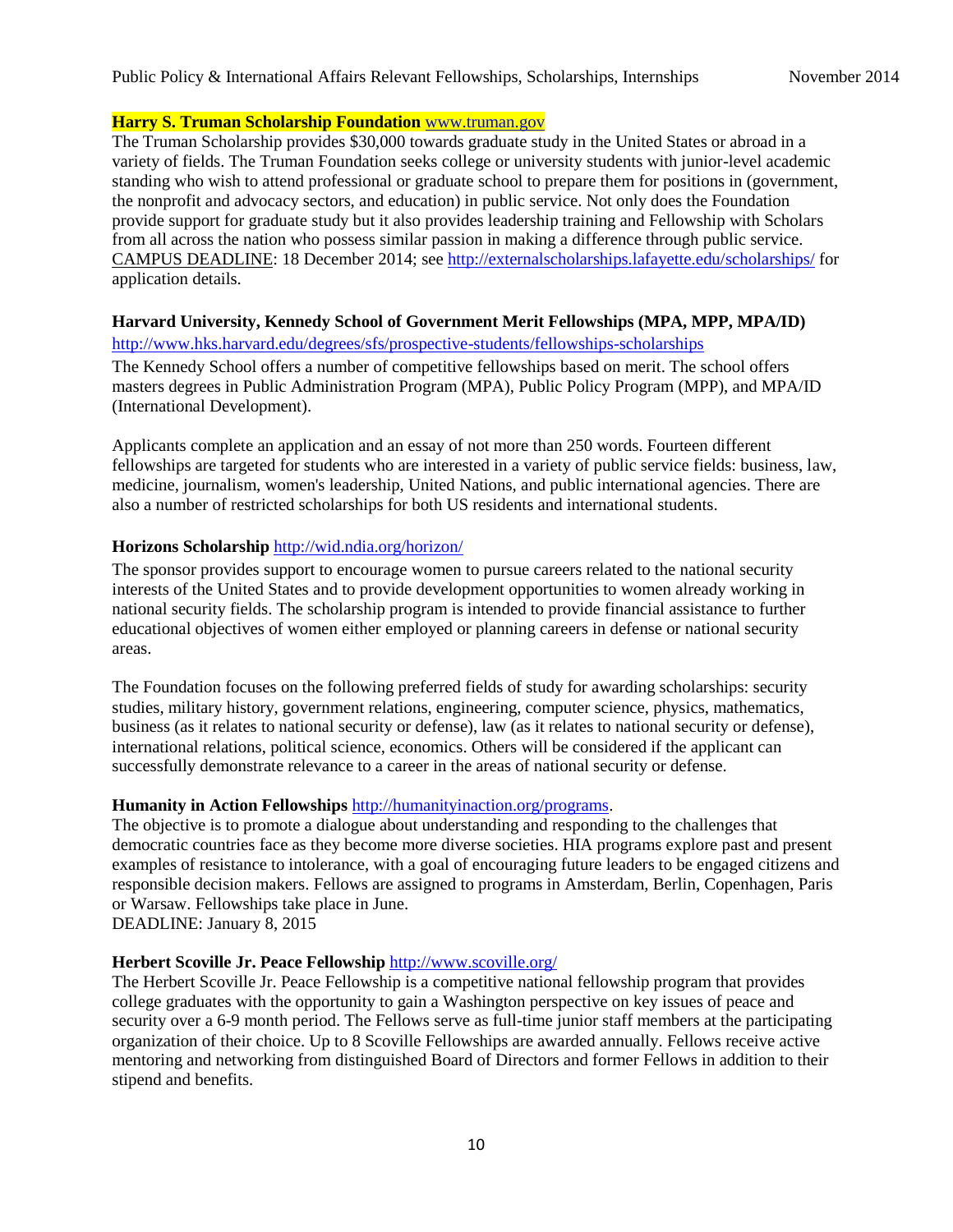**Harry S. Truman Scholarship Foundation** [www.truman.gov](http://www.truman.gov)

The Truman Scholarship provides $30,000 towards graduate study in the United States or abroad in a variety of fields. The Truman Foundation seeks college or university students with junior-level academic standing who wish to attend professional or graduate school to prepare them for positions in (government, the nonprofit and advocacy sectors, and education) in public service. Not only does the Foundation provide support for graduate study but it also provides leadership training and Fellowship with Scholars from all across the nation who possess similar passion in making a difference through public service. CAMPUS DEADLINE: 18 December 2014; see http://externalscholarships.lafayette.edu/scholarships/ for application details.

**Harvard University, Kennedy School of Government Merit Fellowships (MPA, MPP, MPA/ID)**

http://www.hks.harvard.edu/degrees/sfs/prospective-students/fellowships-scholarships

The Kennedy School offers a number of competitive fellowships based on merit. The school offers masters degrees in Public Administration Program (MPA), Public Policy Program (MPP), and MPA/ID (International Development).

Applicants complete an application and an essay of not more than 250 words. Fourteen different fellowships are targeted for students who are interested in a variety of public service fields: business, law, medicine, journalism, women's leadership, United Nations, and public international agencies. There are also a number of restricted scholarships for both US residents and international students.

**Horizons Scholarship** http://wid.ndia.org/horizon/

The sponsor provides support to encourage women to pursue careers related to the national security interests of the United States and to provide development opportunities to women already working in national security fields. The scholarship program is intended to provide financial assistance to further educational objectives of women either employed or planning careers in defense or national security areas.

The Foundation focuses on the following preferred fields of study for awarding scholarships: security studies, military history, government relations, engineering, computer science, physics, mathematics, business (as it relates to national security or defense), law (as it relates to national security or defense), international relations, political science, economics. Others will be considered if the applicant can successfully demonstrate relevance to a career in the areas of national security or defense.

**Humanity in Action Fellowships** http://humanityinaction.org/programs.

The objective is to promote a dialogue about understanding and responding to the challenges that democratic countries face as they become more diverse societies. HIA programs explore past and present examples of resistance to intolerance, with a goal of encouraging future leaders to be engaged citizens and responsible decision makers. Fellows are assigned to programs in Amsterdam, Berlin, Copenhagen, Paris or Warsaw. Fellowships take place in June.

DEADLINE: January 8, 2015

**Herbert Scoville Jr. Peace Fellowship** http://www.scoville.org/

The Herbert Scoville Jr. Peace Fellowship is a competitive national fellowship program that provides college graduates with the opportunity to gain a Washington perspective on key issues of peace and security over a 6-9 month period. The Fellows serve as full-time junior staff members at the participating organization of their choice. Up to 8 Scoville Fellowships are awarded annually. Fellows receive active mentoring and networking from distinguished Board of Directors and former Fellows in addition to their stipend and benefits.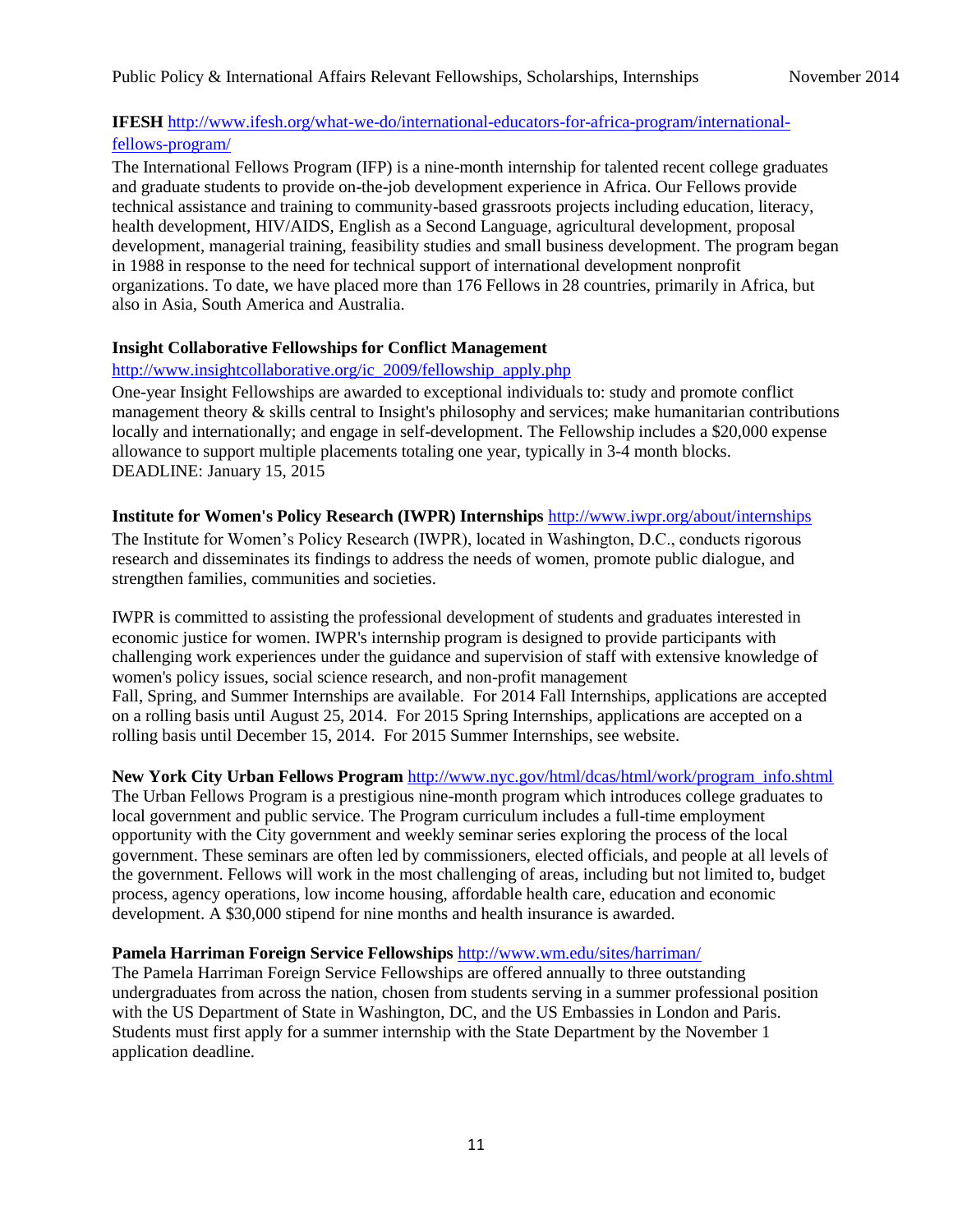**IFESH** http://www.ifesh.org/what-we-do/international-educators-for-africa-program/international-fellows-program/

The International Fellows Program (IFP) is a nine-month internship for talented recent college graduates and graduate students to provide on-the-job development experience in Africa. Our Fellows provide technical assistance and training to community-based grassroots projects including education, literacy, health development, HIV/AIDS, English as a Second Language, agricultural development, proposal development, managerial training, feasibility studies and small business development. The program began in 1988 in response to the need for technical support of international development nonprofit organizations. To date, we have placed more than 176 Fellows in 28 countries, primarily in Africa, but also in Asia, South America and Australia.

**Insight Collaborative Fellowships for Conflict Management**

http://www.insightcollaborative.org/ic_2009/fellowship_apply.php

One-year Insight Fellowships are awarded to exceptional individuals to: study and promote conflict management theory & skills central to Insight's philosophy and services; make humanitarian contributions locally and internationally; and engage in self-development. The Fellowship includes a $20,000 expense allowance to support multiple placements totaling one year, typically in 3-4 month blocks.
DEADLINE: January 15, 2015

**Institute for Women's Policy Research (IWPR) Internships** http://www.iwpr.org/about/internships

The Institute for Women's Policy Research (IWPR), located in Washington, D.C., conducts rigorous research and disseminates its findings to address the needs of women, promote public dialogue, and strengthen families, communities and societies.

IWPR is committed to assisting the professional development of students and graduates interested in economic justice for women. IWPR's internship program is designed to provide participants with challenging work experiences under the guidance and supervision of staff with extensive knowledge of women's policy issues, social science research, and non-profit management
Fall, Spring, and Summer Internships are available. For 2014 Fall Internships, applications are accepted on a rolling basis until August 25, 2014. For 2015 Spring Internships, applications are accepted on a rolling basis until December 15, 2014. For 2015 Summer Internships, see website.

**New York City Urban Fellows Program** http://www.nyc.gov/html/dcas/html/work/program_info.shtml

The Urban Fellows Program is a prestigious nine-month program which introduces college graduates to local government and public service. The Program curriculum includes a full-time employment opportunity with the City government and weekly seminar series exploring the process of the local government. These seminars are often led by commissioners, elected officials, and people at all levels of the government. Fellows will work in the most challenging of areas, including but not limited to, budget process, agency operations, low income housing, affordable health care, education and economic development. A $30,000 stipend for nine months and health insurance is awarded.

**Pamela Harriman Foreign Service Fellowships** http://www.wm.edu/sites/harriman/

The Pamela Harriman Foreign Service Fellowships are offered annually to three outstanding undergraduates from across the nation, chosen from students serving in a summer professional position with the US Department of State in Washington, DC, and the US Embassies in London and Paris. Students must first apply for a summer internship with the State Department by the November 1 application deadline.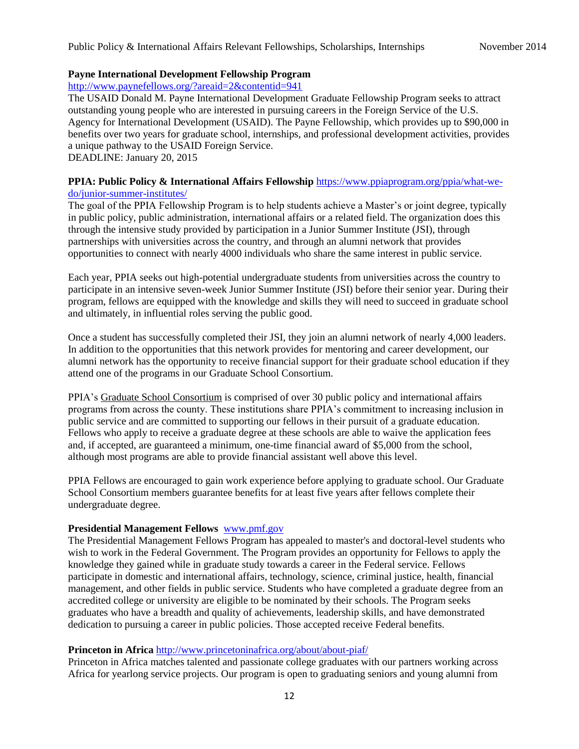**Payne International Development Fellowship Program**

http://www.paynefellows.org/?areaid=2&contentid=941

The USAID Donald M. Payne International Development Graduate Fellowship Program seeks to attract outstanding young people who are interested in pursuing careers in the Foreign Service of the U.S. Agency for International Development (USAID). The Payne Fellowship, which provides up to $90,000 in benefits over two years for graduate school, internships, and professional development activities, provides a unique pathway to the USAID Foreign Service.

DEADLINE: January 20, 2015

**PPIA: Public Policy & International Affairs Fellowship** https://www.ppiaprogram.org/ppia/what-we-do/junior-summer-institutes/

The goal of the PPIA Fellowship Program is to help students achieve a Master's or joint degree, typically in public policy, public administration, international affairs or a related field. The organization does this through the intensive study provided by participation in a Junior Summer Institute (JSI), through partnerships with universities across the country, and through an alumni network that provides opportunities to connect with nearly 4000 individuals who share the same interest in public service.

Each year, PPIA seeks out high-potential undergraduate students from universities across the country to participate in an intensive seven-week Junior Summer Institute (JSI) before their senior year. During their program, fellows are equipped with the knowledge and skills they will need to succeed in graduate school and ultimately, in influential roles serving the public good.

Once a student has successfully completed their JSI, they join an alumni network of nearly 4,000 leaders. In addition to the opportunities that this network provides for mentoring and career development, our alumni network has the opportunity to receive financial support for their graduate school education if they attend one of the programs in our Graduate School Consortium.

PPIA's Graduate School Consortium is comprised of over 30 public policy and international affairs programs from across the county. These institutions share PPIA's commitment to increasing inclusion in public service and are committed to supporting our fellows in their pursuit of a graduate education. Fellows who apply to receive a graduate degree at these schools are able to waive the application fees and, if accepted, are guaranteed a minimum, one-time financial award of $5,000 from the school, although most programs are able to provide financial assistant well above this level.

PPIA Fellows are encouraged to gain work experience before applying to graduate school. Our Graduate School Consortium members guarantee benefits for at least five years after fellows complete their undergraduate degree.

**Presidential Management Fellows** www.pmf.gov

The Presidential Management Fellows Program has appealed to master's and doctoral-level students who wish to work in the Federal Government. The Program provides an opportunity for Fellows to apply the knowledge they gained while in graduate study towards a career in the Federal service. Fellows participate in domestic and international affairs, technology, science, criminal justice, health, financial management, and other fields in public service. Students who have completed a graduate degree from an accredited college or university are eligible to be nominated by their schools. The Program seeks graduates who have a breadth and quality of achievements, leadership skills, and have demonstrated dedication to pursuing a career in public policies. Those accepted receive Federal benefits.

**Princeton in Africa** http://www.princetoninafrica.org/about/about-piaf/

Princeton in Africa matches talented and passionate college graduates with our partners working across Africa for yearlong service projects. Our program is open to graduating seniors and young alumni from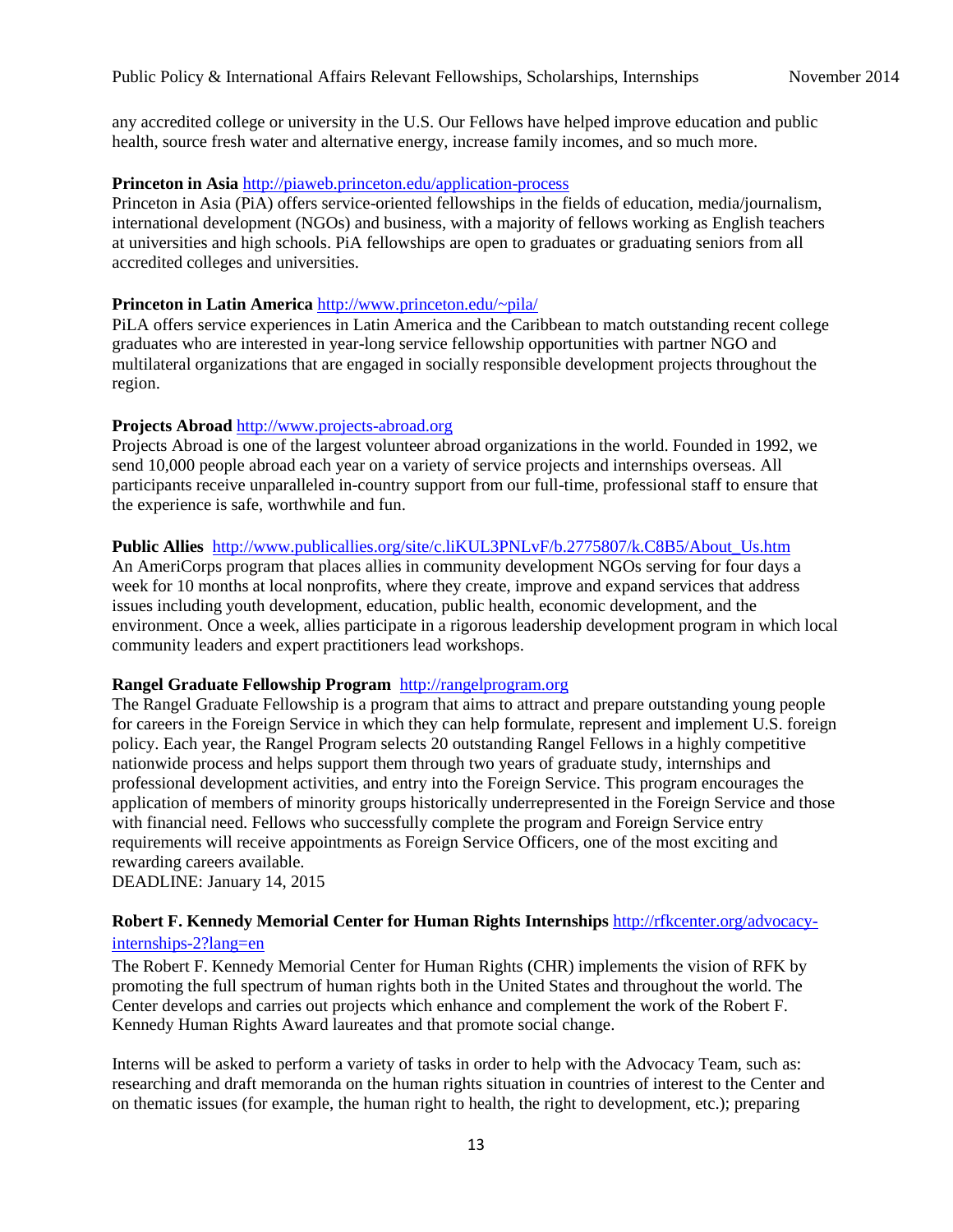any accredited college or university in the U.S. Our Fellows have helped improve education and public health, source fresh water and alternative energy, increase family incomes, and so much more.

**Princeton in Asia** http://piaweb.princeton.edu/application-process
Princeton in Asia (PiA) offers service-oriented fellowships in the fields of education, media/journalism, international development (NGOs) and business, with a majority of fellows working as English teachers at universities and high schools. PiA fellowships are open to graduates or graduating seniors from all accredited colleges and universities.

**Princeton in Latin America** http://www.princeton.edu/~pila/
PiLA offers service experiences in Latin America and the Caribbean to match outstanding recent college graduates who are interested in year-long service fellowship opportunities with partner NGO and multilateral organizations that are engaged in socially responsible development projects throughout the region.

**Projects Abroad** http://www.projects-abroad.org
Projects Abroad is one of the largest volunteer abroad organizations in the world. Founded in 1992, we send 10,000 people abroad each year on a variety of service projects and internships overseas. All participants receive unparalleled in-country support from our full-time, professional staff to ensure that the experience is safe, worthwhile and fun.

**Public Allies** http://www.publicallies.org/site/c.liKUL3PNLvF/b.2775807/k.C8B5/About_Us.htm
An AmeriCorps program that places allies in community development NGOs serving for four days a week for 10 months at local nonprofits, where they create, improve and expand services that address issues including youth development, education, public health, economic development, and the environment. Once a week, allies participate in a rigorous leadership development program in which local community leaders and expert practitioners lead workshops.

**Rangel Graduate Fellowship Program** http://rangelprogram.org
The Rangel Graduate Fellowship is a program that aims to attract and prepare outstanding young people for careers in the Foreign Service in which they can help formulate, represent and implement U.S. foreign policy. Each year, the Rangel Program selects 20 outstanding Rangel Fellows in a highly competitive nationwide process and helps support them through two years of graduate study, internships and professional development activities, and entry into the Foreign Service. This program encourages the application of members of minority groups historically underrepresented in the Foreign Service and those with financial need. Fellows who successfully complete the program and Foreign Service entry requirements will receive appointments as Foreign Service Officers, one of the most exciting and rewarding careers available.
DEADLINE: January 14, 2015

**Robert F. Kennedy Memorial Center for Human Rights Internships** http://rfkcenter.org/advocacy-internships-2?lang=en
The Robert F. Kennedy Memorial Center for Human Rights (CHR) implements the vision of RFK by promoting the full spectrum of human rights both in the United States and throughout the world. The Center develops and carries out projects which enhance and complement the work of the Robert F. Kennedy Human Rights Award laureates and that promote social change.

Interns will be asked to perform a variety of tasks in order to help with the Advocacy Team, such as: researching and draft memoranda on the human rights situation in countries of interest to the Center and on thematic issues (for example, the human right to health, the right to development, etc.); preparing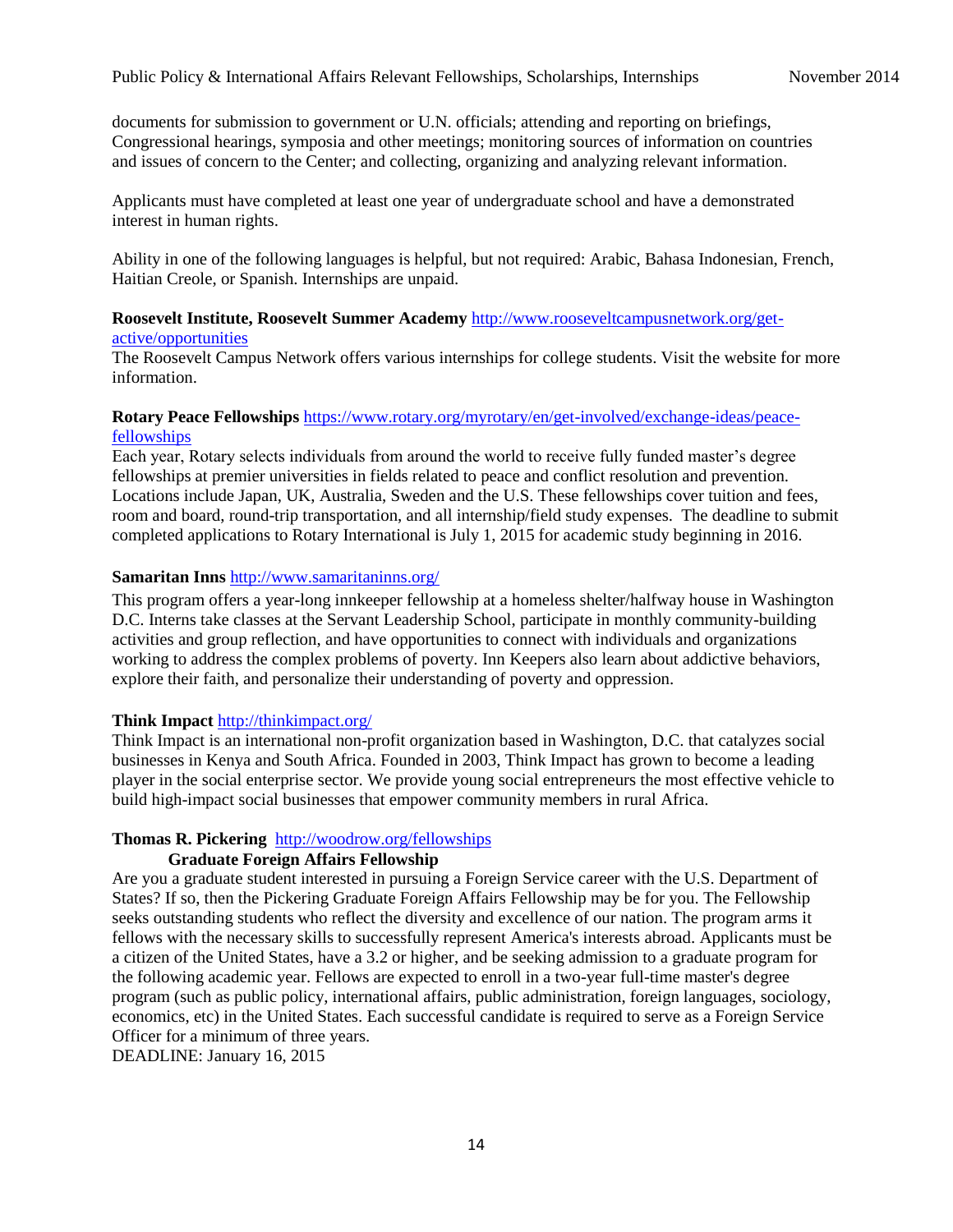documents for submission to government or U.N. officials; attending and reporting on briefings, Congressional hearings, symposia and other meetings; monitoring sources of information on countries and issues of concern to the Center; and collecting, organizing and analyzing relevant information.

Applicants must have completed at least one year of undergraduate school and have a demonstrated interest in human rights.

Ability in one of the following languages is helpful, but not required: Arabic, Bahasa Indonesian, French, Haitian Creole, or Spanish. Internships are unpaid.

**Roosevelt Institute, Roosevelt Summer Academy** [http://www.rooseveltcampusnetwork.org/get-active/opportunities](http://www.rooseveltcampusnetwork.org/get-active/opportunities)
The Roosevelt Campus Network offers various internships for college students. Visit the website for more information.

**Rotary Peace Fellowships** [https://www.rotary.org/myrotary/en/get-involved/exchange-ideas/peace-fellowships](https://www.rotary.org/myrotary/en/get-involved/exchange-ideas/peace-fellowships)
Each year, Rotary selects individuals from around the world to receive fully funded master's degree fellowships at premier universities in fields related to peace and conflict resolution and prevention. Locations include Japan, UK, Australia, Sweden and the U.S. These fellowships cover tuition and fees, room and board, round-trip transportation, and all internship/field study expenses. The deadline to submit completed applications to Rotary International is July 1, 2015 for academic study beginning in 2016.

**Samaritan Inns** [http://www.samaritaninns.org/](http://www.samaritaninns.org/)

This program offers a year-long innkeeper fellowship at a homeless shelter/halfway house in Washington D.C. Interns take classes at the Servant Leadership School, participate in monthly community-building activities and group reflection, and have opportunities to connect with individuals and organizations working to address the complex problems of poverty. Inn Keepers also learn about addictive behaviors, explore their faith, and personalize their understanding of poverty and oppression.

**Think Impact** [http://thinkimpact.org/](http://thinkimpact.org/)
Think Impact is an international non-profit organization based in Washington, D.C. that catalyzes social businesses in Kenya and South Africa. Founded in 2003, Think Impact has grown to become a leading player in the social enterprise sector. We provide young social entrepreneurs the most effective vehicle to build high-impact social businesses that empower community members in rural Africa.

**Thomas R. Pickering** [http://woodrow.org/fellowships](http://woodrow.org/fellowships)
**Graduate Foreign Affairs Fellowship**
Are you a graduate student interested in pursuing a Foreign Service career with the U.S. Department of States? If so, then the Pickering Graduate Foreign Affairs Fellowship may be for you. The Fellowship seeks outstanding students who reflect the diversity and excellence of our nation. The program arms it fellows with the necessary skills to successfully represent America's interests abroad. Applicants must be a citizen of the United States, have a 3.2 or higher, and be seeking admission to a graduate program for the following academic year. Fellows are expected to enroll in a two-year full-time master's degree program (such as public policy, international affairs, public administration, foreign languages, sociology, economics, etc) in the United States. Each successful candidate is required to serve as a Foreign Service Officer for a minimum of three years.
DEADLINE: January 16, 2015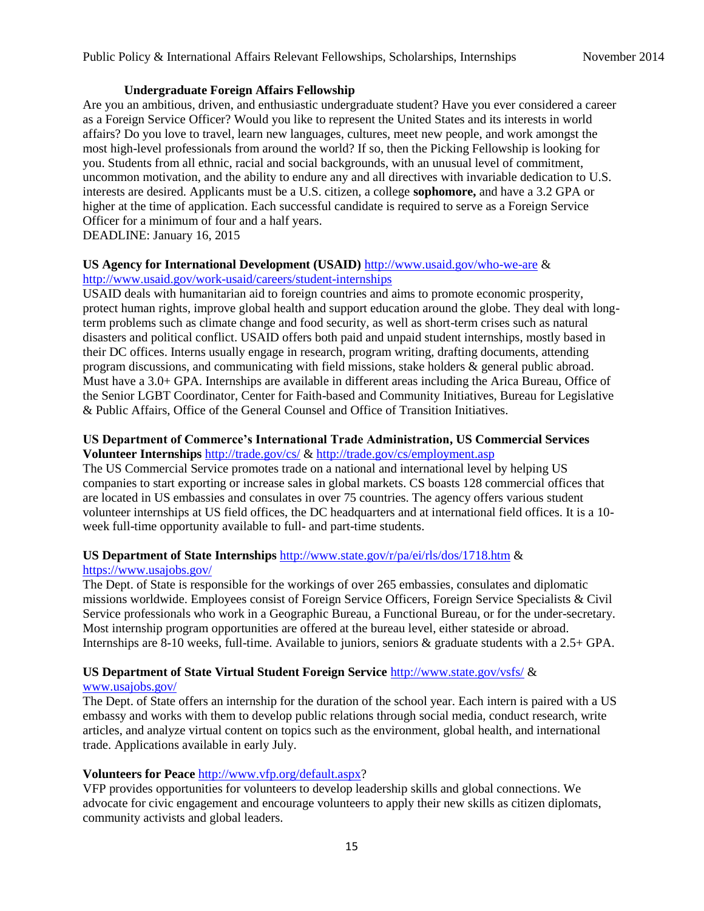**Undergraduate Foreign Affairs Fellowship**

Are you an ambitious, driven, and enthusiastic undergraduate student? Have you ever considered a career as a Foreign Service Officer? Would you like to represent the United States and its interests in world affairs? Do you love to travel, learn new languages, cultures, meet new people, and work amongst the most high-level professionals from around the world? If so, then the Picking Fellowship is looking for you. Students from all ethnic, racial and social backgrounds, with an unusual level of commitment, uncommon motivation, and the ability to endure any and all directives with invariable dedication to U.S. interests are desired. Applicants must be a U.S. citizen, a college **sophomore,** and have a 3.2 GPA or higher at the time of application. Each successful candidate is required to serve as a Foreign Service Officer for a minimum of four and a half years.
DEADLINE: January 16, 2015

**US Agency for International Development (USAID)** http://www.usaid.gov/who-we-are & http://www.usaid.gov/work-usaid/careers/student-internships

USAID deals with humanitarian aid to foreign countries and aims to promote economic prosperity, protect human rights, improve global health and support education around the globe. They deal with long-term problems such as climate change and food security, as well as short-term crises such as natural disasters and political conflict. USAID offers both paid and unpaid student internships, mostly based in their DC offices. Interns usually engage in research, program writing, drafting documents, attending program discussions, and communicating with field missions, stake holders & general public abroad. Must have a 3.0+ GPA. Internships are available in different areas including the Arica Bureau, Office of the Senior LGBT Coordinator, Center for Faith-based and Community Initiatives, Bureau for Legislative & Public Affairs, Office of the General Counsel and Office of Transition Initiatives.

**US Department of Commerce's International Trade Administration, US Commercial Services Volunteer Internships** http://trade.gov/cs/ & http://trade.gov/cs/employment.asp

The US Commercial Service promotes trade on a national and international level by helping US companies to start exporting or increase sales in global markets. CS boasts 128 commercial offices that are located in US embassies and consulates in over 75 countries. The agency offers various student volunteer internships at US field offices, the DC headquarters and at international field offices. It is a 10-week full-time opportunity available to full- and part-time students.

**US Department of State Internships** http://www.state.gov/r/pa/ei/rls/dos/1718.htm & https://www.usajobs.gov/

The Dept. of State is responsible for the workings of over 265 embassies, consulates and diplomatic missions worldwide. Employees consist of Foreign Service Officers, Foreign Service Specialists & Civil Service professionals who work in a Geographic Bureau, a Functional Bureau, or for the under-secretary. Most internship program opportunities are offered at the bureau level, either stateside or abroad. Internships are 8-10 weeks, full-time. Available to juniors, seniors & graduate students with a 2.5+ GPA.

**US Department of State Virtual Student Foreign Service** http://www.state.gov/vsfs/ & www.usajobs.gov/

The Dept. of State offers an internship for the duration of the school year. Each intern is paired with a US embassy and works with them to develop public relations through social media, conduct research, write articles, and analyze virtual content on topics such as the environment, global health, and international trade. Applications available in early July.

**Volunteers for Peace** http://www.vfp.org/default.aspx?

VFP provides opportunities for volunteers to develop leadership skills and global connections. We advocate for civic engagement and encourage volunteers to apply their new skills as citizen diplomats, community activists and global leaders.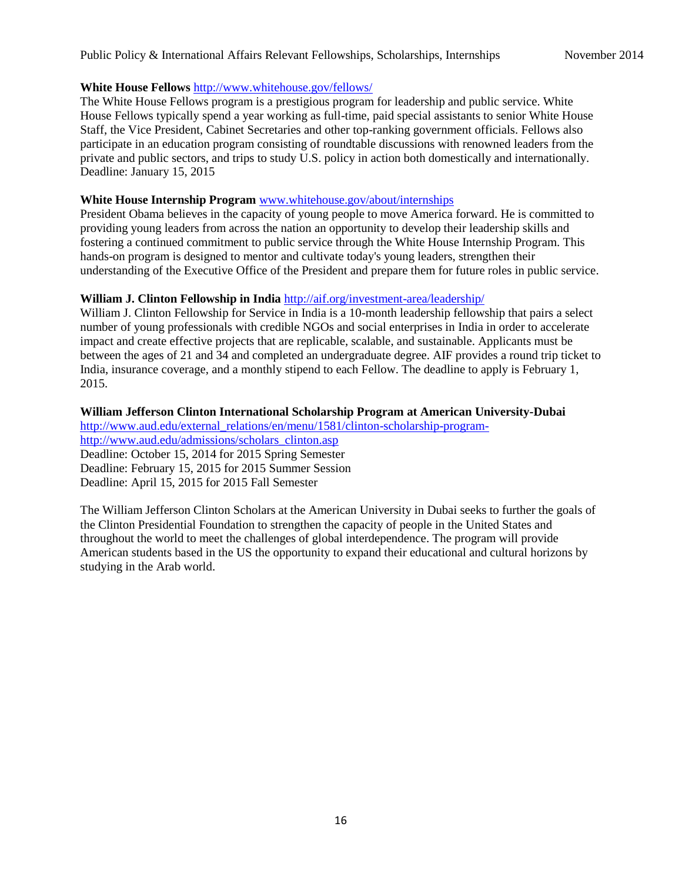**White House Fellows** http://www.whitehouse.gov/fellows/
The White House Fellows program is a prestigious program for leadership and public service. White House Fellows typically spend a year working as full-time, paid special assistants to senior White House Staff, the Vice President, Cabinet Secretaries and other top-ranking government officials. Fellows also participate in an education program consisting of roundtable discussions with renowned leaders from the private and public sectors, and trips to study U.S. policy in action both domestically and internationally.
Deadline: January 15, 2015

**White House Internship Program** www.whitehouse.gov/about/internships
President Obama believes in the capacity of young people to move America forward. He is committed to providing young leaders from across the nation an opportunity to develop their leadership skills and fostering a continued commitment to public service through the White House Internship Program. This hands-on program is designed to mentor and cultivate today's young leaders, strengthen their understanding of the Executive Office of the President and prepare them for future roles in public service.

**William J. Clinton Fellowship in India** http://aif.org/investment-area/leadership/
William J. Clinton Fellowship for Service in India is a 10-month leadership fellowship that pairs a select number of young professionals with credible NGOs and social enterprises in India in order to accelerate impact and create effective projects that are replicable, scalable, and sustainable. Applicants must be between the ages of 21 and 34 and completed an undergraduate degree. AIF provides a round trip ticket to India, insurance coverage, and a monthly stipend to each Fellow. The deadline to apply is February 1, 2015.

**William Jefferson Clinton International Scholarship Program at American University-Dubai**
http://www.aud.edu/external_relations/en/menu/1581/clinton-scholarship-program-
http://www.aud.edu/admissions/scholars_clinton.asp
Deadline: October 15, 2014 for 2015 Spring Semester
Deadline: February 15, 2015 for 2015 Summer Session
Deadline: April 15, 2015 for 2015 Fall Semester

The William Jefferson Clinton Scholars at the American University in Dubai seeks to further the goals of the Clinton Presidential Foundation to strengthen the capacity of people in the United States and throughout the world to meet the challenges of global interdependence. The program will provide American students based in the US the opportunity to expand their educational and cultural horizons by studying in the Arab world.